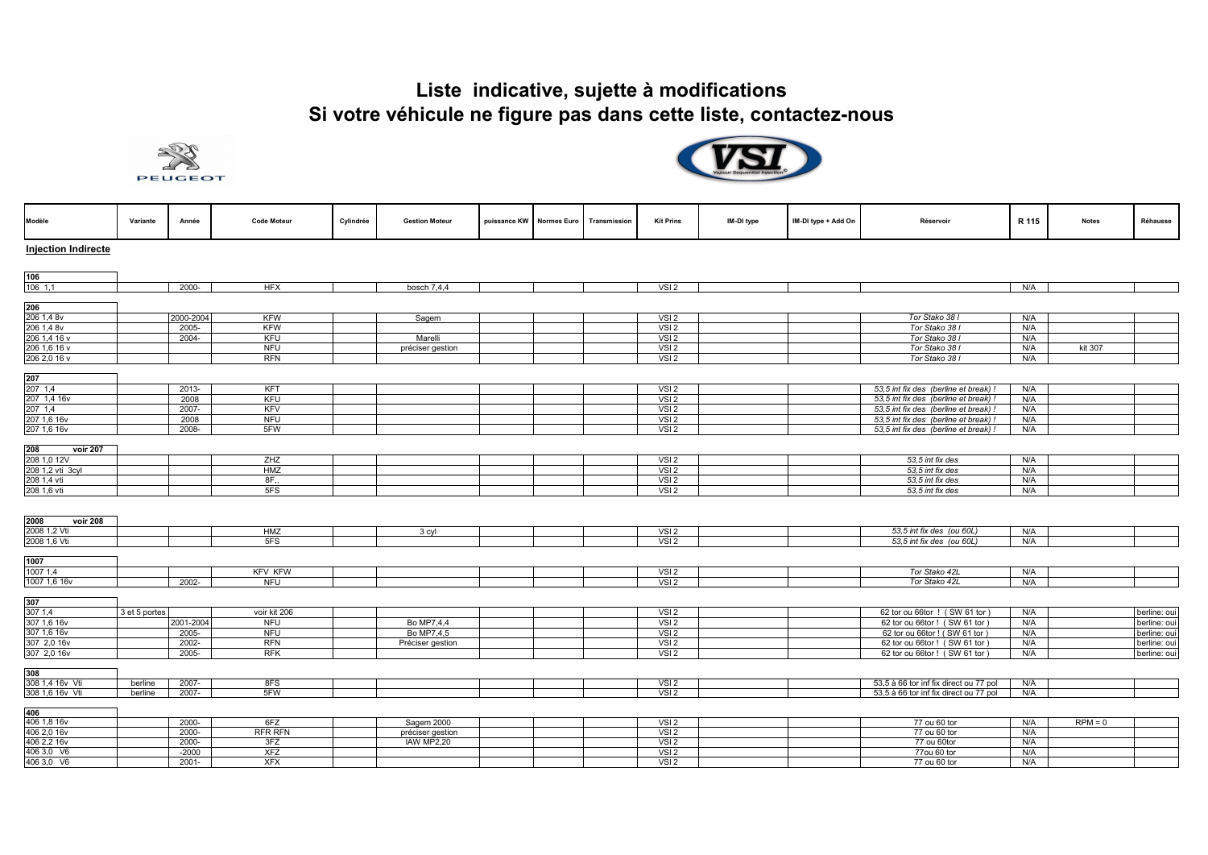# Liste indicative, sujette à modifications
# Si votre véhicule ne figure pas dans cette liste, contactez-nous

| Modèle | Variante | Année | Code Moteur | Cylindrée | Gestion Moteur | puissance KW | Normes Euro | Transmission | Kit Prins | IM-DI type | IM-DI type + Add On | Réservoir | R 115 | Notes | Réhausse |
|---|---|---|---|---|---|---|---|---|---|---|---|---|---|---|---|
| **Injection Indirecte** | | | | | | | | | | | | | | | |
| **106** | | | | | | | | | | | | | | | |
| 106 1,1 | | 2000- | HFX | | bosch 7,4,4 | | | | VSI 2 | | | | N/A | | |
| **206** | | | | | | | | | | | | | | | |
| 206 1,4 8v | | 2000-2004 | KFW | | Sagem | | | | VSI 2 | | | *Tor Stako 38 l* | N/A | | |
| 206 1,4 8v | | 2005- | KFW | | | | | | VSI 2 | | | *Tor Stako 38 l* | N/A | | |
| 206 1,4 16 v | | 2004- | KFU | | Marelli | | | | VSI 2 | | | *Tor Stako 38 l* | N/A | | |
| 206 1,6 16 v | | | NFU | | préciser gestion | | | | VSI 2 | | | *Tor Stako 38 l* | N/A | kit 307 | |
| 206 2,0 16 v | | | RFN | | | | | | VSI 2 | | | *Tor Stako 38 l* | N/A | | |
| **207** | | | | | | | | | | | | | | | |
| 207 1,4 | | 2013- | KFT | | | | | | VSI 2 | | | *53,5 int fix des (berline et break) !* | N/A | | |
| 207 1,4 16v | | 2008 | KFU | | | | | | VSI 2 | | | *53,5 int fix des (berline et break) !* | N/A | | |
| 207 1,4 | | 2007- | KFV | | | | | | VSI 2 | | | *53,5 int fix des (berline et break) !* | N/A | | |
| 207 1,6 16v | | 2008 | NFU | | | | | | VSI 2 | | | *53,5 int fix des (berline et break) !* | N/A | | |
| 207 1,6 16v | | 2008- | 5FW | | | | | | VSI 2 | | | *53,5 int fix des (berline et break) !* | N/A | | |
| **208 voir 207** | | | | | | | | | | | | | | | |
| 208 1,0 12V | | | ZHZ | | | | | | VSI 2 | | | *53,5 int fix des* | N/A | | |
| 208 1,2 vti 3cyl | | | HMZ | | | | | | VSI 2 | | | *53,5 int fix des* | N/A | | |
| 208 1,4 vti | | | 8F,, | | | | | | VSI 2 | | | *53,5 int fix des* | N/A | | |
| 208 1,6 vti | | | 5FS | | | | | | VSI 2 | | | *53,5 int fix des* | N/A | | |
| **2008 voir 208** | | | | | | | | | | | | | | | |
| 2008 1,2 Vti | | | HMZ | | 3 cyl | | | | VSI 2 | | | *53,5 int fix des (ou 60L)* | N/A | | |
| 2008 1,6 Vti | | | 5FS | | | | | | VSI 2 | | | *53,5 int fix des (ou 60L)* | N/A | | |
| **1007** | | | | | | | | | | | | | | | |
| 1007 1,4 | | | KFV KFW | | | | | | VSI 2 | | | *Tor Stako 42L* | N/A | | |
| 1007 1,6 16v | | 2002- | NFU | | | | | | VSI 2 | | | *Tor Stako 42L* | N/A | | |
| **307** | | | | | | | | | | | | | | | |
| 307 1,4 | 3 et 5 portes | | voir kit 206 | | | | | | VSI 2 | | | 62 tor ou 66tor ! ( SW 61 tor ) | N/A | | berline: oui |
| 307 1,6 16v | | 2001-2004 | NFU | | Bo MP7,4,4 | | | | VSI 2 | | | 62 tor ou 66tor ! ( SW 61 tor ) | N/A | | berline: oui |
| 307 1,6 16v | | 2005- | NFU | | Bo MP7,4,5 | | | | VSI 2 | | | 62 tor ou 66tor ! ( SW 61 tor ) | N/A | | berline: oui |
| 307 2,0 16v | | 2002- | RFN | | Préciser gestion | | | | VSI 2 | | | 62 tor ou 66tor ! ( SW 61 tor ) | N/A | | berline: oui |
| 307 2,0 16v | | 2005- | RFK | | | | | | VSI 2 | | | 62 tor ou 66tor ! ( SW 61 tor ) | N/A | | berline: oui |
| **308** | | | | | | | | | | | | | | | |
| 308 1,4 16v Vti | berline | 2007- | 8FS | | | | | | VSI 2 | | | 53,5 à 66 tor inf fix direct ou 77 pol | N/A | | |
| 308 1,6 16v Vti | berline | 2007- | 5FW | | | | | | VSI 2 | | | 53,5 à 66 tor inf fix direct ou 77 pol | N/A | | |
| **406** | | | | | | | | | | | | | | | |
| 406 1,8 16v | | 2000- | 6FZ | | Sagem 2000 | | | | VSI 2 | | | 77 ou 60 tor | N/A | RPM = 0 | |
| 406 2,0 16v | | 2000- | RFR RFN | | préciser gestion | | | | VSI 2 | | | 77 ou 60 tor | N/A | | |
| 406 2,2 16v | | 2000- | 3FZ | | IAW MP2,20 | | | | VSI 2 | | | 77 ou 60tor | N/A | | |
| 406 3,0 V6 | | -2000 | XFZ | | | | | | VSI 2 | | | 77ou 60 tor | N/A | | |
| 406 3,0 V6 | | 2001- | XFX | | | | | | VSI 2 | | | 77 ou 60 tor | N/A | | |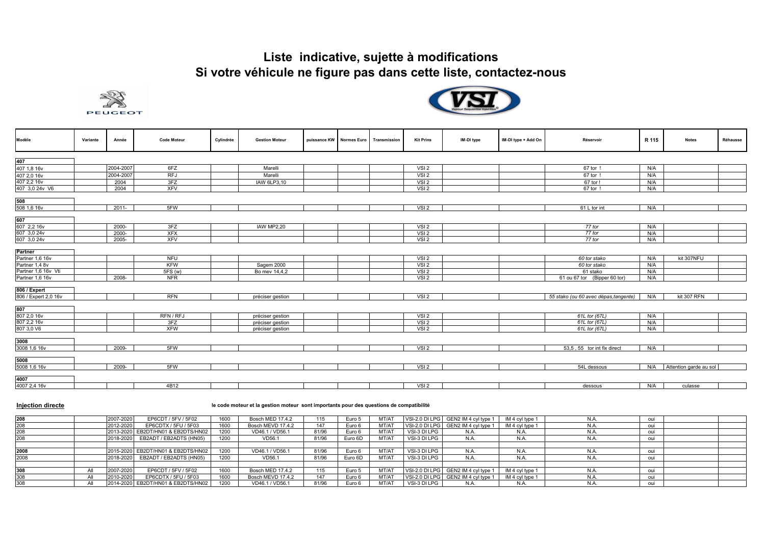# Liste indicative, sujette à modifications
# Si votre véhicule ne figure pas dans cette liste, contactez-nous

PEUGEOT

VSI Vapour Sequential Injection

| Modèle | Variante | Année | Code Moteur | Cylindrée | Gestion Moteur | puissance KW | Normes Euro | Transmission | Kit Prins | IM-DI type | IM-DI type + Add On | Réservoir | R 115 | Notes | Réhausse |
|---|---|---|---|---|---|---|---|---|---|---|---|---|---|---|---|
| **407** | | | | | | | | | | | | | | | |
| 407 1,8 16v | | 2004-2007 | 6FZ | | Marelli | | | | VSI 2 | | | 67 tor ! | N/A | | |
| 407 2,0 16v | | 2004-2007 | RFJ | | Marelli | | | | VSI 2 | | | 67 tor ! | N/A | | |
| 407 2,2 16v | | 2004 | 3FZ | | IAW 6LP3,10 | | | | VSI 2 | | | 67 tor ! | N/A | | |
| 407 3,0 24v V6 | | 2004 | XFV | | | | | | VSI 2 | | | 67 tor ! | N/A | | |
| **508** | | | | | | | | | | | | | | | |
| 508 1,6 16v | | 2011- | 5FW | | | | | | VSI 2 | | | 61 L tor int | N/A | | |
| **607** | | | | | | | | | | | | | | | |
| 607 2,2 16v | | 2000- | 3FZ | | IAW MP2,20 | | | | VSI 2 | | | *77 tor* | N/A | | |
| 607 3,0 24v | | 2000- | XFX | | | | | | VSI 2 | | | *77 tor* | N/A | | |
| 607 3,0 24v | | 2005- | XFV | | | | | | VSI 2 | | | *77 tor* | N/A | | |
| **Partner** | | | | | | | | | | | | | | | |
| Partner 1,6 16v | | | NFU | | | | | | VSI 2 | | | *60 tor stako* | N/A | kit 307NFU | |
| Partner 1,4 8v | | | KFW | | Sagem 2000 | | | | VSI 2 | | | *60 tor stako* | N/A | | |
| Partner 1,6 16v Vti | | | 5FS (w) | | Bo mev 14,4,2 | | | | VSI 2 | | | 61 stako | N/A | | |
| Partner 1,6 16v | | 2008- | NFR | | | | | | VSI 2 | | | 61 ou 67 tor (Bipper 60 tor) | N/A | | |
| **806 / Expert** | | | | | | | | | | | | | | | |
| 806 / Expert 2,0 16v | | | RFN | | préciser gestion | | | | VSI 2 | | | *55 stako (ou 60 avec dépas,tangente)* | N/A | kit 307 RFN | |
| **807** | | | | | | | | | | | | | | | |
| 807 2,0 16v | | | RFN / RFJ | | préciser gestion | | | | VSI 2 | | | *61L tor (67L)* | N/A | | |
| 807 2,2 16v | | | 3FZ | | préciser gestion | | | | VSI 2 | | | *61L tor (67L)* | N/A | | |
| 807 3,0 V6 | | | XFW | | préciser gestion | | | | VSI 2 | | | *61L tor (67L)* | N/A | | |
| **3008** | | | | | | | | | | | | | | | |
| 3008 1,6 16v | | 2009- | 5FW | | | | | | VSI 2 | | | 53,5 , 55 tor int fix direct | N/A | | |
| **5008** | | | | | | | | | | | | | | | |
| 5008 1,6 16v | | 2009- | 5FW | | | | | | VSI 2 | | | 54L dessous | N/A | Attention garde au sol | |
| **4007** | | | | | | | | | | | | | | | |
| 4007 2,4 16v | | | 4B12 | | | | | | VSI 2 | | | dessous | N/A | culasse | |

**Injection directe**

**le code moteur et la gestion moteur sont importants pour des questions de compatibilité**

| Modèle | Variante | Année | Code Moteur | Cylindrée | Gestion Moteur | puissance KW | Normes Euro | Transmission | Kit Prins | IM-DI type | IM-DI type + Add On | Réservoir | R 115 | Notes | Réhausse |
|---|---|---|---|---|---|---|---|---|---|---|---|---|---|---|---|
| **208** | | 2007-2020 | EP6CDT / 5FV / 5F02 | 1600 | Bosch MED 17.4.2 | 115 | Euro 5 | MT/AT | VSI-2.0 DI LPG | GEN2 IM 4 cyl type 1 | IM 4 cyl type 1 | N.A. | oui | | |
| 208 | | 2012-2020 | EP6CDTX / 5FU / 5F03 | 1600 | Bosch MEVD 17.4.2 | 147 | Euro 6 | MT/AT | VSI-2.0 DI LPG | GEN2 IM 4 cyl type 1 | IM 4 cyl type 1 | N.A. | oui | | |
| 208 | | 2013-2020 | EB2DT/HN01 & EB2DTS/HN02 | 1200 | VD46.1 / VD56.1 | 81/96 | Euro 6 | MT/AT | VSI-3 DI LPG | N.A. | N.A. | N.A. | oui | | |
| 208 | | 2018-2020 | EB2ADT / EB2ADTS (HN05) | 1200 | VD56.1 | 81/96 | Euro 6D | MT/AT | VSI-3 DI LPG | N.A. | N.A. | N.A. | oui | | |
| **2008** | | 2015-2020 | EB2DT/HN01 & EB2DTS/HN02 | 1200 | VD46.1 / VD56.1 | 81/96 | Euro 6 | MT/AT | VSI-3 DI LPG | N.A. | N.A. | N.A. | oui | | |
| 2008 | | 2018-2020 | EB2ADT / EB2ADTS (HN05) | 1200 | VD56.1 | 81/96 | Euro 6D | MT/AT | VSI-3 DI LPG | N.A. | N.A. | N.A. | oui | | |
| **308** | All | 2007-2020 | EP6CDT / 5FV / 5F02 | 1600 | Bosch MED 17.4.2 | 115 | Euro 5 | MT/AT | VSI-2.0 DI LPG | GEN2 IM 4 cyl type 1 | IM 4 cyl type 1 | N.A. | oui | | |
| 308 | All | 2010-2020 | EP6CDTX / 5FU / 5F03 | 1600 | Bosch MEVD 17.4.2 | 147 | Euro 6 | MT/AT | VSI-2.0 DI LPG | GEN2 IM 4 cyl type 1 | IM 4 cyl type 1 | N.A. | oui | | |
| 308 | All | 2014-2020 | EB2DT/HN01 & EB2DTS/HN02 | 1200 | VD46.1 / VD56.1 | 81/96 | Euro 6 | MT/AT | VSI-3 DI LPG | N.A. | N.A. | N.A. | oui | | |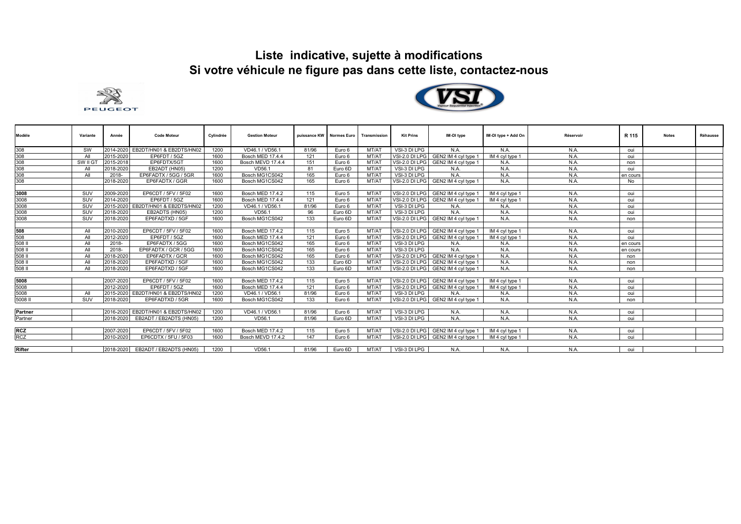# Liste indicative, sujette à modifications
# Si votre véhicule ne figure pas dans cette liste, contactez-nous

| Modèle | Variante | Année | Code Moteur | Cylindrée | Gestion Moteur | puissance KW | Normes Euro | Transmission | Kit Prins | IM-DI type | IM-DI type + Add On | Réservoir | R 115 | Notes | Réhausse |
|---|---|---|---|---|---|---|---|---|---|---|---|---|---|---|---|
| 308 | SW | 2014-2020 | EB2DT/HN01 & EB2DTS/HN02 | 1200 | VD46.1 / VD56.1 | 81/96 | Euro 6 | MT/AT | VSI-3 DI LPG | N.A. | N.A. | N.A. | oui | | |
| 308 | All | 2015-2020 | EP6FDT / 5GZ | 1600 | Bosch MED 17.4.4 | 121 | Euro 6 | MT/AT | VSI-2.0 DI LPG | GEN2 IM 4 cyl type 1 | IM 4 cyl type 1 | N.A. | oui | | |
| 308 | SW II GT | 2015-2018 | EP6FDTX/5GT | 1600 | Bosch MEVD 17.4.4 | 151 | Euro 6 | MT/AT | VSI-2.0 DI LPG | GEN2 IM 4 cyl type 1 | N.A. | N.A. | non | | |
| 308 | All | 2018-2020 | EB2ADT (HN05) | 1200 | VD56.1 | 81 | Euro 6D | MT/AT | VSI-3 DI LPG | N.A. | N.A. | N.A. | oui | | |
| 308 | All | 2018- | EP6FADTX / 5GG / 5GR | 1600 | Bosch MG1CS042 | 165 | Euro 6 | MT/AT | VSI-3 DI LPG | N.A. | N.A. | N.A. | en cours | | |
| 308 | | 2018-2020 | EP6FADTX / GGR | 1600 | Bosch MG1CS042 | 165 | Euro 6 | MT/AT | VSI-2.0 DI LPG | GEN2 IM 4 cyl type 1 | N.A. | N.A. | No | | |
| | | | | | | | | | | | | | | | |
| **3008** | SUV | 2009-2020 | EP6CDT / 5FV / 5F02 | 1600 | Bosch MED 17.4.2 | 115 | Euro 5 | MT/AT | VSI-2.0 DI LPG | GEN2 IM 4 cyl type 1 | IM 4 cyl type 1 | N.A. | oui | | |
| 3008 | SUV | 2014-2020 | EP6FDT / 5GZ | 1600 | Bosch MED 17.4.4 | 121 | Euro 6 | MT/AT | VSI-2.0 DI LPG | GEN2 IM 4 cyl type 1 | IM 4 cyl type 1 | N.A. | oui | | |
| 3008 | SUV | 2015-2020 | EB2DT/HN01 & EB2DTS/HN02 | 1200 | VD46.1 / VD56.1 | 81/96 | Euro 6 | MT/AT | VSI-3 DI LPG | N.A. | N.A. | N.A. | oui | | |
| 3008 | SUV | 2018-2020 | EB2ADTS (HN05) | 1200 | VD56.1 | 96 | Euro 6D | MT/AT | VSI-3 DI LPG | N.A. | N.A. | N.A. | oui | | |
| 3008 | SUV | 2018-2020 | EP6FADTXD / 5GF | 1600 | Bosch MG1CS042 | 133 | Euro 6D | MT/AT | VSI-2.0 DI LPG | GEN2 IM 4 cyl type 1 | N.A. | N.A. | non | | |
| | | | | | | | | | | | | | | | |
| **508** | All | 2010-2020 | EP6CDT / 5FV / 5F02 | 1600 | Bosch MED 17.4.2 | 115 | Euro 5 | MT/AT | VSI-2.0 DI LPG | GEN2 IM 4 cyl type 1 | IM 4 cyl type 1 | N.A. | oui | | |
| 508 | All | 2012-2020 | EP6FDT / 5GZ | 1600 | Bosch MED 17.4.4 | 121 | Euro 6 | MT/AT | VSI-2.0 DI LPG | GEN2 IM 4 cyl type 1 | IM 4 cyl type 1 | N.A. | oui | | |
| 508 II | All | 2018- | EP6FADTX / 5GG | 1600 | Bosch MG1CS042 | 165 | Euro 6 | MT/AT | VSI-3 DI LPG | N.A. | N.A. | N.A. | en cours | | |
| 508 II | All | 2018- | EP6FADTX / GCR / 5GG | 1600 | Bosch MG1CS042 | 165 | Euro 6 | MT/AT | VSI-3 DI LPG | N.A. | N.A. | N.A. | en cours | | |
| 508 II | All | 2018-2020 | EP6FADTX / GCR | 1600 | Bosch MG1CS042 | 165 | Euro 6 | MT/AT | VSI-2.0 DI LPG | GEN2 IM 4 cyl type 1 | N.A. | N.A. | non | | |
| 508 II | All | 2018-2020 | EP6FADTXD / 5GF | 1600 | Bosch MG1CS042 | 133 | Euro 6D | MT/AT | VSI-2.0 DI LPG | GEN2 IM 4 cyl type 1 | N.A. | N.A. | non | | |
| 508 II | All | 2018-2020 | EP6FADTXD / 5GF | 1600 | Bosch MG1CS042 | 133 | Euro 6D | MT/AT | VSI-2.0 DI LPG | GEN2 IM 4 cyl type 1 | N.A. | N.A. | non | | |
| | | | | | | | | | | | | | | | |
| **5008** | | 2007-2020 | EP6CDT / 5FV / 5F02 | 1600 | Bosch MED 17.4.2 | 115 | Euro 5 | MT/AT | VSI-2.0 DI LPG | GEN2 IM 4 cyl type 1 | IM 4 cyl type 1 | N.A. | oui | | |
| 5008 | | 2012-2020 | EP6FDT / 5GZ | 1600 | Bosch MED 17.4.4 | 121 | Euro 6 | MT/AT | VSI-2.0 DI LPG | GEN2 IM 4 cyl type 1 | IM 4 cyl type 1 | N.A. | oui | | |
| 5008 | All | 2015-2020 | EB2DT/HN01 & EB2DTS/HN02 | 1200 | VD46.1 / VD56.1 | 81/96 | Euro 6 | MT/AT | VSI-3 DI LPG | N.A. | N.A. | N.A. | oui | | |
| 5008 II | SUV | 2018-2020 | EP6FADTXD / 5GR | 1600 | Bosch MG1CS042 | 133 | Euro 6 | MT/AT | VSI-2.0 DI LPG | GEN2 IM 4 cyl type 1 | N.A. | N.A. | non | | |
| | | | | | | | | | | | | | | | |
| **Partner** | | 2016-2020 | EB2DT/HN01 & EB2DTS/HN02 | 1200 | VD46.1 / VD56.1 | 81/96 | Euro 6 | MT/AT | VSI-3 DI LPG | N.A. | N.A. | N.A. | oui | | |
| Partner | | 2018-2020 | EB2ADT / EB2ADTS (HN05) | 1200 | VD56.1 | 81/96 | Euro 6D | MT/AT | VSI-3 DI LPG | N.A. | N.A. | N.A. | oui | | |
| | | | | | | | | | | | | | | | |
| **RCZ** | | 2007-2020 | EP6CDT / 5FV / 5F02 | 1600 | Bosch MED 17.4.2 | 115 | Euro 5 | MT/AT | VSI-2.0 DI LPG | GEN2 IM 4 cyl type 1 | IM 4 cyl type 1 | N.A. | oui | | |
| RCZ | | 2010-2020 | EP6CDTX / 5FU / 5F03 | 1600 | Bosch MEVD 17.4.2 | 147 | Euro 6 | MT/AT | VSI-2.0 DI LPG | GEN2 IM 4 cyl type 1 | IM 4 cyl type 1 | N.A. | oui | | |
| | | | | | | | | | | | | | | | |
| **Rifter** | | 2018-2020 | EB2ADT / EB2ADTS (HN05) | 1200 | VD56.1 | 81/96 | Euro 6D | MT/AT | VSI-3 DI LPG | N.A. | N.A. | N.A. | oui | | |